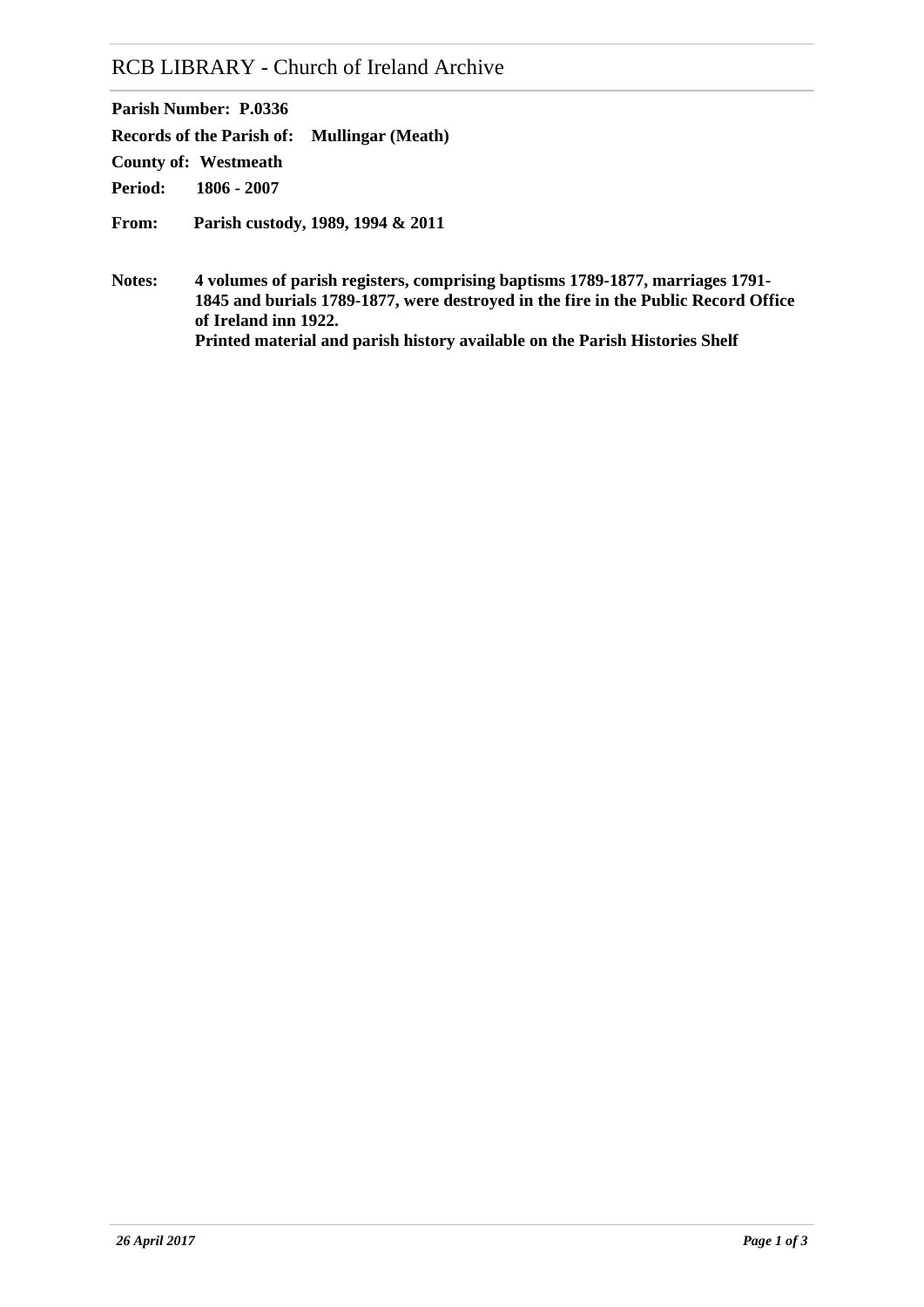# RCB LIBRARY - Church of Ireland Archive

**Parish Number:** **P.0336**

**Records of the Parish of:** **Mullingar (Meath)**

**County of:** **Westmeath**

**Period:** **1806 - 2007**

**From:** **Parish custody, 1989, 1994 & 2011**

**Notes:** **4 volumes of parish registers, comprising baptisms 1789-1877, marriages 1791-1845 and burials 1789-1877, were destroyed in the fire in the Public Record Office of Ireland inn 1922.**
**Printed material and parish history available on the Parish Histories Shelf**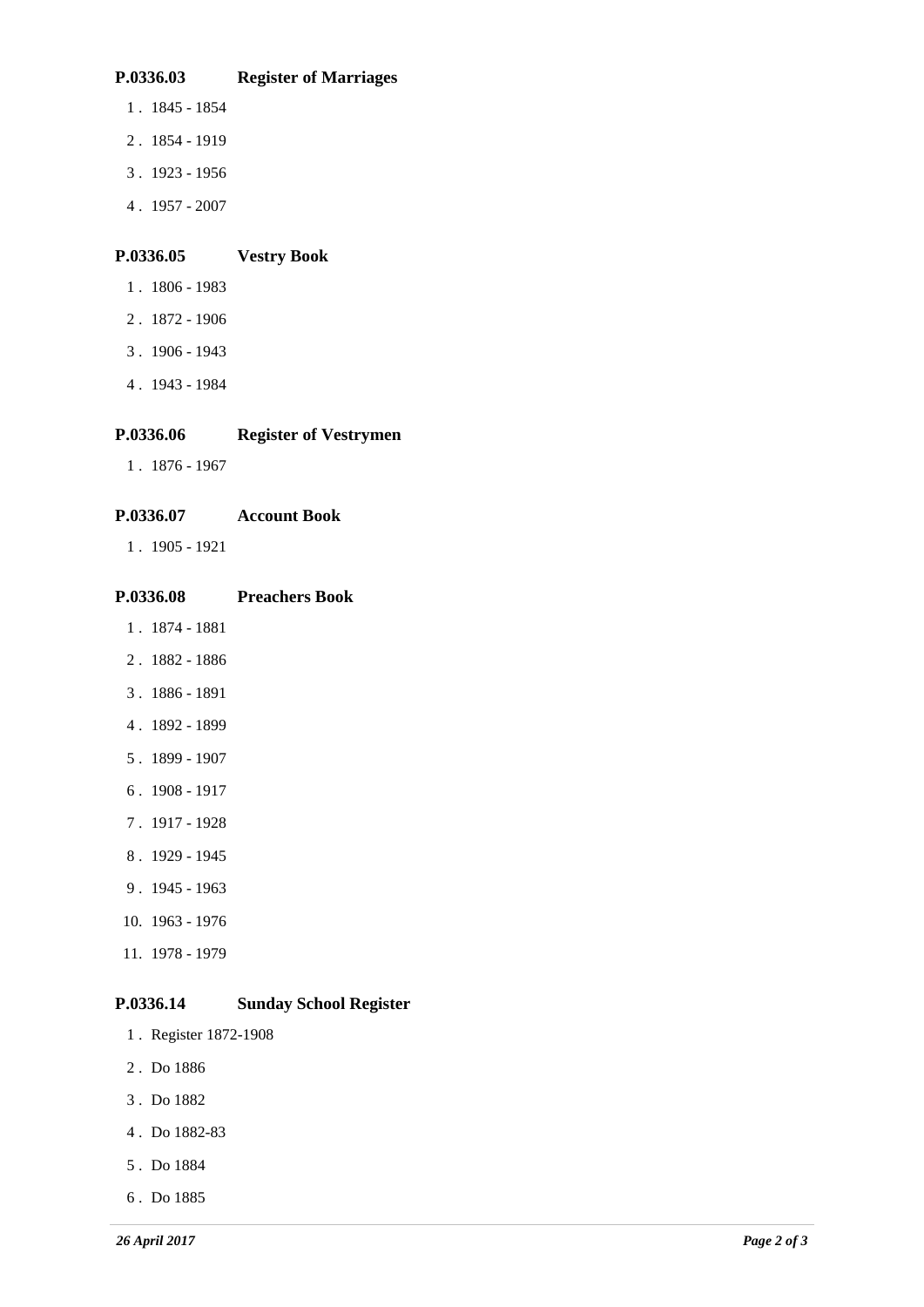**P.0336.03 Register of Marriages**

1. 1845 - 1854
2. 1854 - 1919
3. 1923 - 1956
4. 1957 - 2007

**P.0336.05 Vestry Book**

1. 1806 - 1983
2. 1872 - 1906
3. 1906 - 1943
4. 1943 - 1984

**P.0336.06 Register of Vestrymen**

1. 1876 - 1967

**P.0336.07 Account Book**

1. 1905 - 1921

**P.0336.08 Preachers Book**

1. 1874 - 1881
2. 1882 - 1886
3. 1886 - 1891
4. 1892 - 1899
5. 1899 - 1907
6. 1908 - 1917
7. 1917 - 1928
8. 1929 - 1945
9. 1945 - 1963
10. 1963 - 1976
11. 1978 - 1979

**P.0336.14 Sunday School Register**

1. Register 1872-1908
2. Do 1886
3. Do 1882
4. Do 1882-83
5. Do 1884
6. Do 1885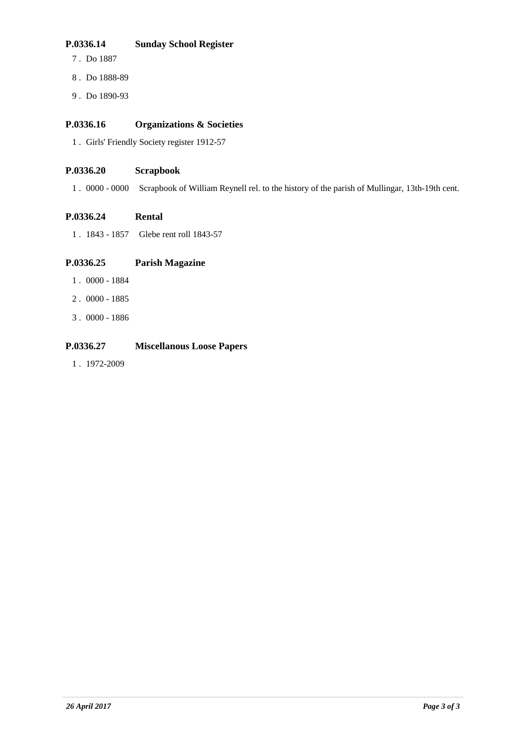### P.0336.14 Sunday School Register

7 . Do 1887

8 . Do 1888-89

9 . Do 1890-93

### P.0336.16 Organizations & Societies

1 . Girls' Friendly Society register 1912-57

### P.0336.20 Scrapbook

1 . 0000 - 0000 Scrapbook of William Reynell rel. to the history of the parish of Mullingar, 13th-19th cent.

### P.0336.24 Rental

1 . 1843 - 1857 Glebe rent roll 1843-57

### P.0336.25 Parish Magazine

1 . 0000 - 1884

2 . 0000 - 1885

3 . 0000 - 1886

### P.0336.27 Miscellanous Loose Papers

1 . 1972-2009